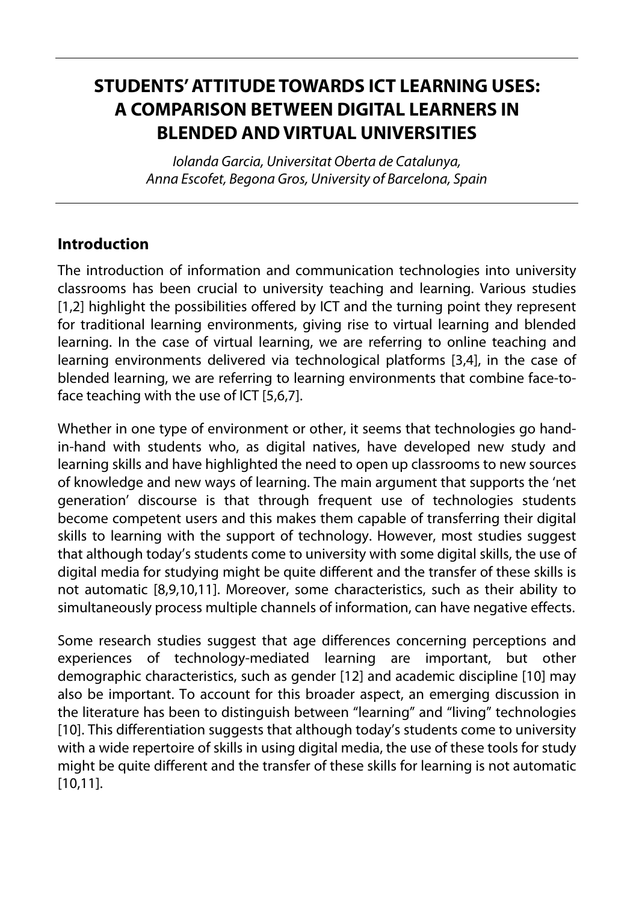# STUDENTS' ATTITUDE TOWARDS ICT LEARNING USES: A COMPARISON BETWEEN DIGITAL LEARNERS IN BLENDED AND VIRTUAL UNIVERSITIES

*Iolanda Garcia, Universitat Oberta de Catalunya,*
*Anna Escofet, Begona Gros, University of Barcelona, Spain*

## Introduction

The introduction of information and communication technologies into university classrooms has been crucial to university teaching and learning. Various studies [1,2] highlight the possibilities offered by ICT and the turning point they represent for traditional learning environments, giving rise to virtual learning and blended learning. In the case of virtual learning, we are referring to online teaching and learning environments delivered via technological platforms [3,4], in the case of blended learning, we are referring to learning environments that combine face-to-face teaching with the use of ICT [5,6,7].

Whether in one type of environment or other, it seems that technologies go hand-in-hand with students who, as digital natives, have developed new study and learning skills and have highlighted the need to open up classrooms to new sources of knowledge and new ways of learning. The main argument that supports the 'net generation' discourse is that through frequent use of technologies students become competent users and this makes them capable of transferring their digital skills to learning with the support of technology. However, most studies suggest that although today's students come to university with some digital skills, the use of digital media for studying might be quite different and the transfer of these skills is not automatic [8,9,10,11]. Moreover, some characteristics, such as their ability to simultaneously process multiple channels of information, can have negative effects.

Some research studies suggest that age differences concerning perceptions and experiences of technology-mediated learning are important, but other demographic characteristics, such as gender [12] and academic discipline [10] may also be important. To account for this broader aspect, an emerging discussion in the literature has been to distinguish between "learning" and "living" technologies [10]. This differentiation suggests that although today's students come to university with a wide repertoire of skills in using digital media, the use of these tools for study might be quite different and the transfer of these skills for learning is not automatic [10,11].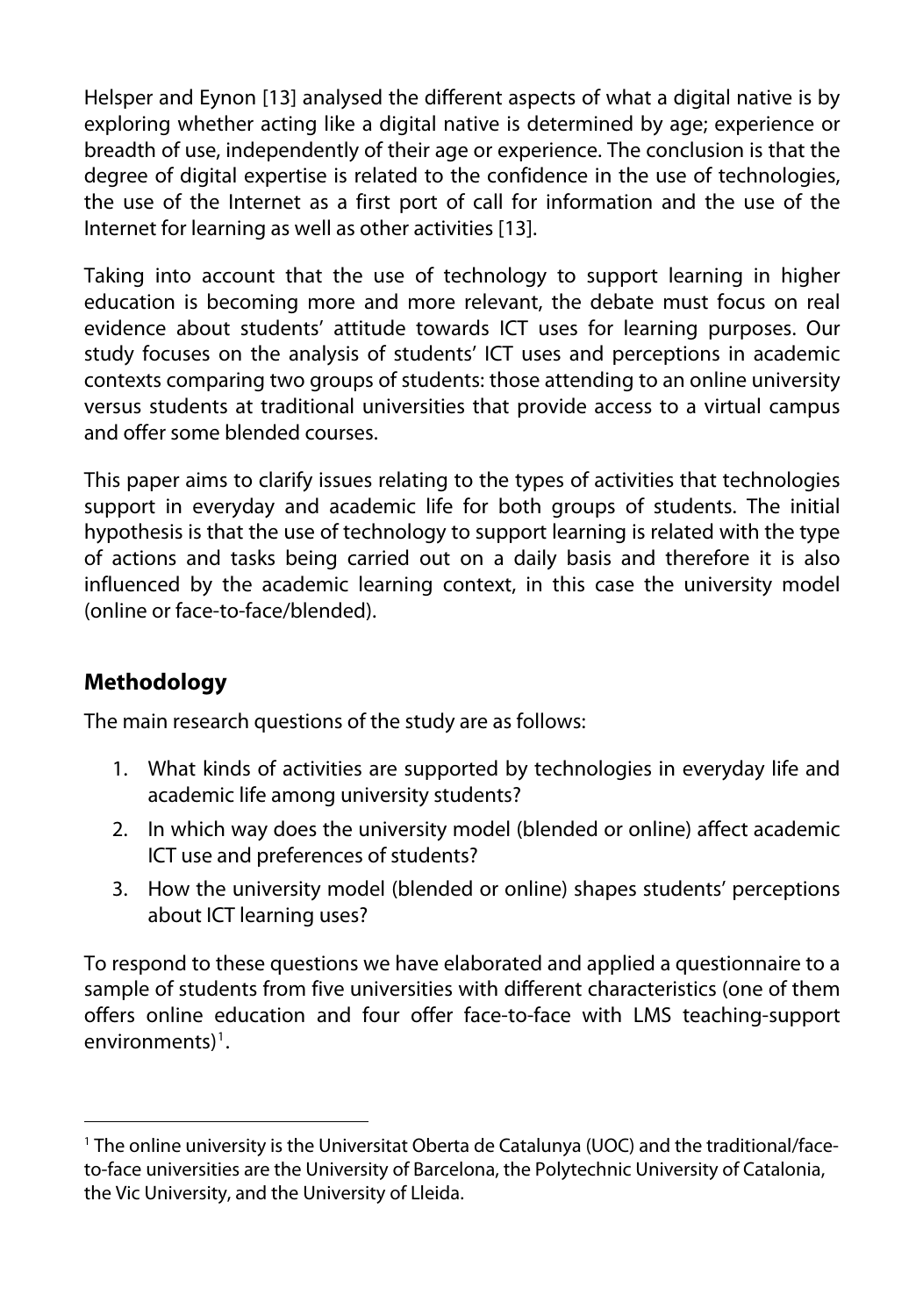Helsper and Eynon [13] analysed the different aspects of what a digital native is by exploring whether acting like a digital native is determined by age; experience or breadth of use, independently of their age or experience. The conclusion is that the degree of digital expertise is related to the confidence in the use of technologies, the use of the Internet as a first port of call for information and the use of the Internet for learning as well as other activities [13].

Taking into account that the use of technology to support learning in higher education is becoming more and more relevant, the debate must focus on real evidence about students' attitude towards ICT uses for learning purposes. Our study focuses on the analysis of students' ICT uses and perceptions in academic contexts comparing two groups of students: those attending to an online university versus students at traditional universities that provide access to a virtual campus and offer some blended courses.

This paper aims to clarify issues relating to the types of activities that technologies support in everyday and academic life for both groups of students. The initial hypothesis is that the use of technology to support learning is related with the type of actions and tasks being carried out on a daily basis and therefore it is also influenced by the academic learning context, in this case the university model (online or face-to-face/blended).

## Methodology

The main research questions of the study are as follows:

1. What kinds of activities are supported by technologies in everyday life and academic life among university students?
2. In which way does the university model (blended or online) affect academic ICT use and preferences of students?
3. How the university model (blended or online) shapes students' perceptions about ICT learning uses?

To respond to these questions we have elaborated and applied a questionnaire to a sample of students from five universities with different characteristics (one of them offers online education and four offer face-to-face with LMS teaching-support environments)[1].

[1] The online university is the Universitat Oberta de Catalunya (UOC) and the traditional/face-to-face universities are the University of Barcelona, the Polytechnic University of Catalonia, the Vic University, and the University of Lleida.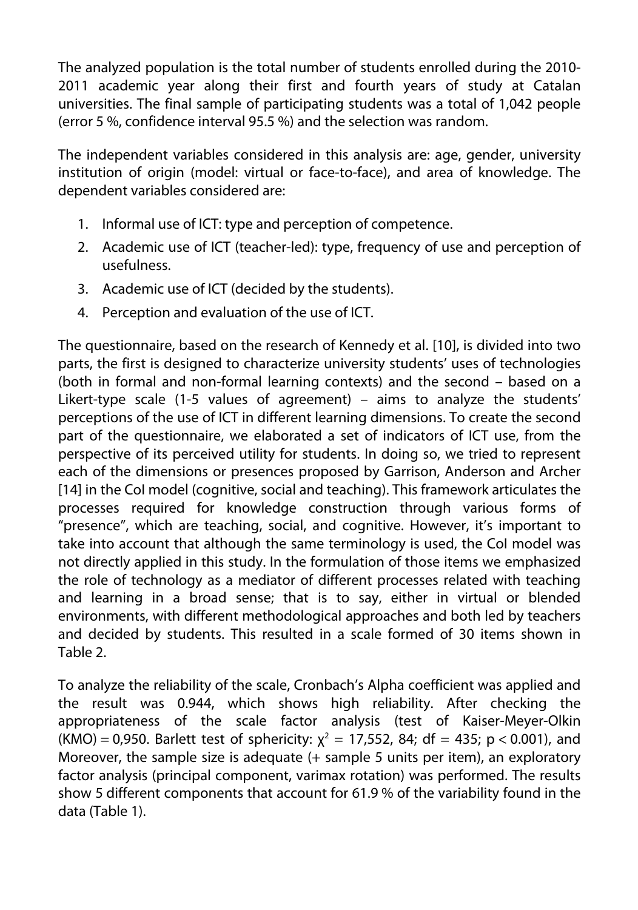The analyzed population is the total number of students enrolled during the 2010-2011 academic year along their first and fourth years of study at Catalan universities. The final sample of participating students was a total of 1,042 people (error 5 %, confidence interval 95.5 %) and the selection was random.

The independent variables considered in this analysis are: age, gender, university institution of origin (model: virtual or face-to-face), and area of knowledge. The dependent variables considered are:

1. Informal use of ICT: type and perception of competence.
2. Academic use of ICT (teacher-led): type, frequency of use and perception of usefulness.
3. Academic use of ICT (decided by the students).
4. Perception and evaluation of the use of ICT.

The questionnaire, based on the research of Kennedy et al. [10], is divided into two parts, the first is designed to characterize university students' uses of technologies (both in formal and non-formal learning contexts) and the second – based on a Likert-type scale (1-5 values of agreement) – aims to analyze the students' perceptions of the use of ICT in different learning dimensions. To create the second part of the questionnaire, we elaborated a set of indicators of ICT use, from the perspective of its perceived utility for students. In doing so, we tried to represent each of the dimensions or presences proposed by Garrison, Anderson and Archer [14] in the CoI model (cognitive, social and teaching). This framework articulates the processes required for knowledge construction through various forms of "presence", which are teaching, social, and cognitive. However, it's important to take into account that although the same terminology is used, the CoI model was not directly applied in this study. In the formulation of those items we emphasized the role of technology as a mediator of different processes related with teaching and learning in a broad sense; that is to say, either in virtual or blended environments, with different methodological approaches and both led by teachers and decided by students. This resulted in a scale formed of 30 items shown in Table 2.

To analyze the reliability of the scale, Cronbach's Alpha coefficient was applied and the result was 0.944, which shows high reliability. After checking the appropriateness of the scale factor analysis (test of Kaiser-Meyer-Olkin (KMO) = 0,950. Barlett test of sphericity: $\chi^2$ = 17,552, 84; df = 435; $p < 0.001$), and Moreover, the sample size is adequate (+ sample 5 units per item), an exploratory factor analysis (principal component, varimax rotation) was performed. The results show 5 different components that account for 61.9 % of the variability found in the data (Table 1).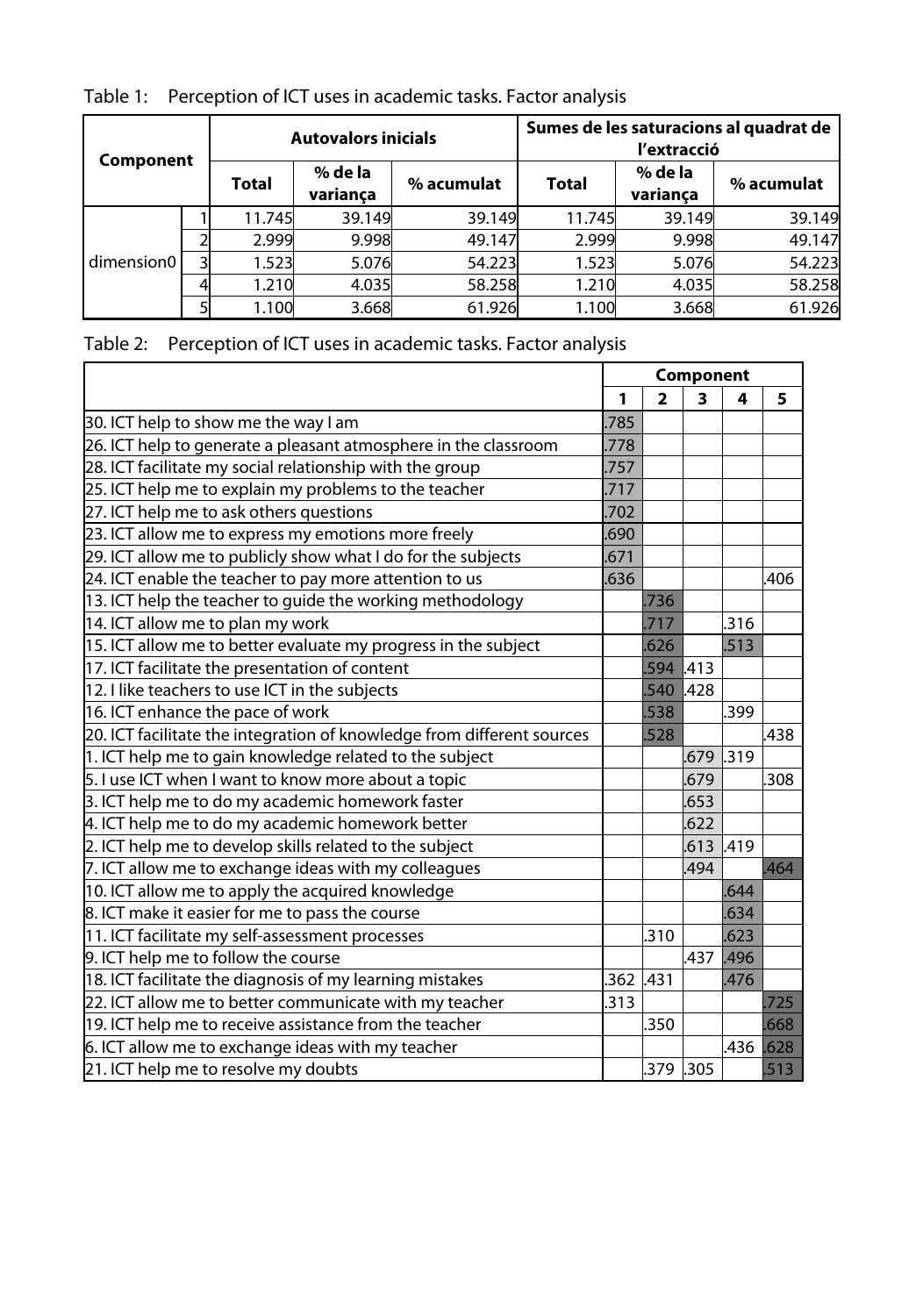Table 1: Perception of ICT uses in academic tasks. Factor analysis

| Component | | Autovalors inicials | | | Sumes de les saturacions al quadrat de l'extracció | | |
|---|---|---|---|---|---|---|---|
| | | Total | % de la variança | % acumulat | Total | % de la variança | % acumulat |
| dimension0 | 1 | 11.745 | 39.149 | 39.149 | 11.745 | 39.149 | 39.149 |
| | 2 | 2.999 | 9.998 | 49.147 | 2.999 | 9.998 | 49.147 |
| | 3 | 1.523 | 5.076 | 54.223 | 1.523 | 5.076 | 54.223 |
| | 4 | 1.210 | 4.035 | 58.258 | 1.210 | 4.035 | 58.258 |
| | 5 | 1.100 | 3.668 | 61.926 | 1.100 | 3.668 | 61.926 |

Table 2: Perception of ICT uses in academic tasks. Factor analysis

| | Component | | | | |
|---|---|---|---|---|---|
| | 1 | 2 | 3 | 4 | 5 |
| 30. ICT help to show me the way I am | .785 | | | | |
| 26. ICT help to generate a pleasant atmosphere in the classroom | .778 | | | | |
| 28. ICT facilitate my social relationship with the group | .757 | | | | |
| 25. ICT help me to explain my problems to the teacher | .717 | | | | |
| 27. ICT help me to ask others questions | .702 | | | | |
| 23. ICT allow me to express my emotions more freely | .690 | | | | |
| 29. ICT allow me to publicly show what I do for the subjects | .671 | | | | |
| 24. ICT enable the teacher to pay more attention to us | .636 | | | | .406 |
| 13. ICT help the teacher to guide the working methodology | | .736 | | | |
| 14. ICT allow me to plan my work | | .717 | | .316 | |
| 15. ICT allow me to better evaluate my progress in the subject | | .626 | | .513 | |
| 17. ICT facilitate the presentation of content | | .594 | .413 | | |
| 12. I like teachers to use ICT in the subjects | | .540 | .428 | | |
| 16. ICT enhance the pace of work | | .538 | | .399 | |
| 20. ICT facilitate the integration of knowledge from different sources | | .528 | | | .438 |
| 1. ICT help me to gain knowledge related to the subject | | | .679 | .319 | |
| 5. I use ICT when I want to know more about a topic | | | .679 | | .308 |
| 3. ICT help me to do my academic homework faster | | | .653 | | |
| 4. ICT help me to do my academic homework better | | | .622 | | |
| 2. ICT help me to develop skills related to the subject | | | .613 | .419 | |
| 7. ICT allow me to exchange ideas with my colleagues | | | .494 | | .464 |
| 10. ICT allow me to apply the acquired knowledge | | | | .644 | |
| 8. ICT make it easier for me to pass the course | | | | .634 | |
| 11. ICT facilitate my self-assessment processes | | .310 | | .623 | |
| 9. ICT help me to follow the course | | | .437 | .496 | |
| 18. ICT facilitate the diagnosis of my learning mistakes | .362 | .431 | | .476 | |
| 22. ICT allow me to better communicate with my teacher | .313 | | | | .725 |
| 19. ICT help me to receive assistance from the teacher | | .350 | | | .668 |
| 6. ICT allow me to exchange ideas with my teacher | | | | .436 | .628 |
| 21. ICT help me to resolve my doubts | | .379 | .305 | | .513 |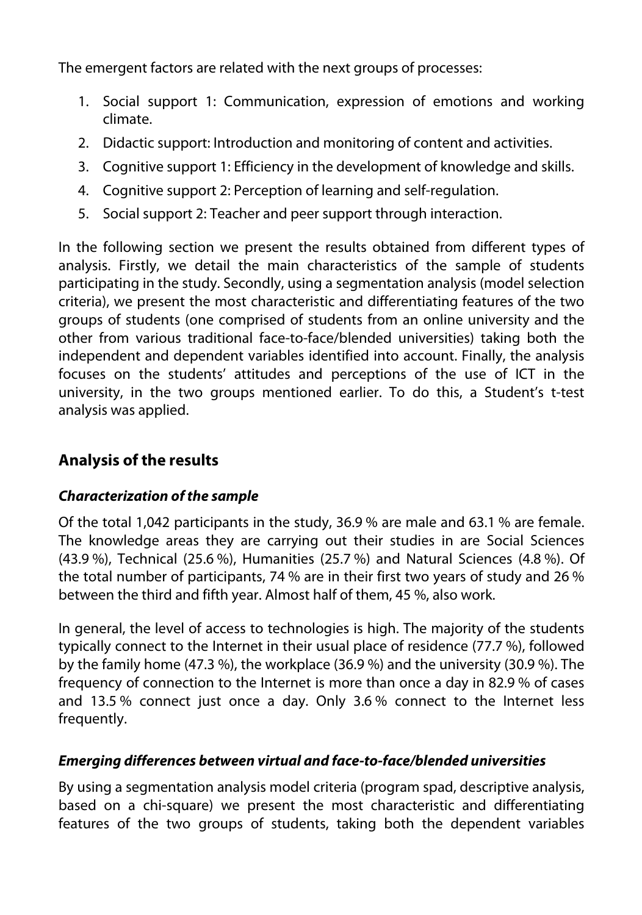The emergent factors are related with the next groups of processes:

1. Social support 1: Communication, expression of emotions and working climate.
2. Didactic support: Introduction and monitoring of content and activities.
3. Cognitive support 1: Efficiency in the development of knowledge and skills.
4. Cognitive support 2: Perception of learning and self-regulation.
5. Social support 2: Teacher and peer support through interaction.

In the following section we present the results obtained from different types of analysis. Firstly, we detail the main characteristics of the sample of students participating in the study. Secondly, using a segmentation analysis (model selection criteria), we present the most characteristic and differentiating features of the two groups of students (one comprised of students from an online university and the other from various traditional face-to-face/blended universities) taking both the independent and dependent variables identified into account. Finally, the analysis focuses on the students' attitudes and perceptions of the use of ICT in the university, in the two groups mentioned earlier. To do this, a Student's t-test analysis was applied.

## Analysis of the results

### *Characterization of the sample*

Of the total 1,042 participants in the study, 36.9 % are male and 63.1 % are female. The knowledge areas they are carrying out their studies in are Social Sciences (43.9 %), Technical (25.6 %), Humanities (25.7 %) and Natural Sciences (4.8 %). Of the total number of participants, 74 % are in their first two years of study and 26 % between the third and fifth year. Almost half of them, 45 %, also work.

In general, the level of access to technologies is high. The majority of the students typically connect to the Internet in their usual place of residence (77.7 %), followed by the family home (47.3 %), the workplace (36.9 %) and the university (30.9 %). The frequency of connection to the Internet is more than once a day in 82.9 % of cases and 13.5 % connect just once a day. Only 3.6 % connect to the Internet less frequently.

### *Emerging differences between virtual and face-to-face/blended universities*

By using a segmentation analysis model criteria (program spad, descriptive analysis, based on a chi-square) we present the most characteristic and differentiating features of the two groups of students, taking both the dependent variables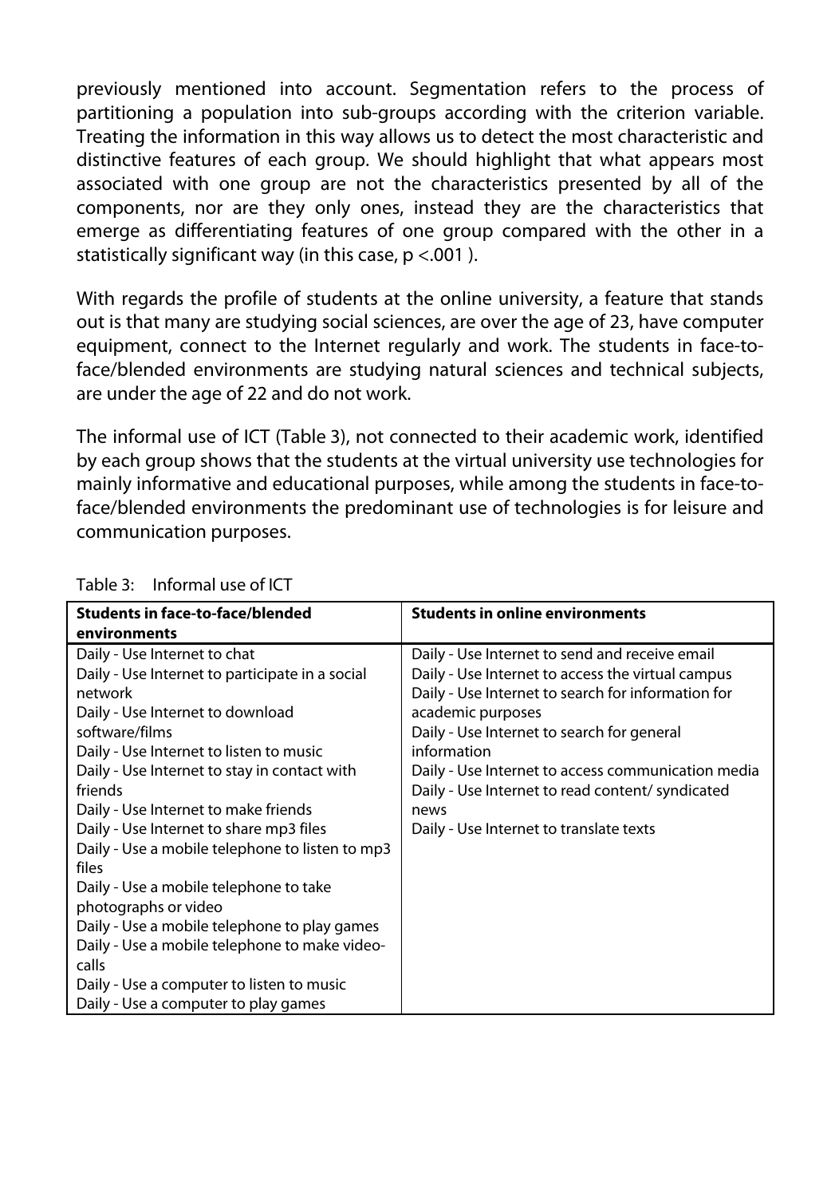previously mentioned into account. Segmentation refers to the process of partitioning a population into sub-groups according with the criterion variable. Treating the information in this way allows us to detect the most characteristic and distinctive features of each group. We should highlight that what appears most associated with one group are not the characteristics presented by all of the components, nor are they only ones, instead they are the characteristics that emerge as differentiating features of one group compared with the other in a statistically significant way (in this case, $p < .001$ ).

With regards the profile of students at the online university, a feature that stands out is that many are studying social sciences, are over the age of 23, have computer equipment, connect to the Internet regularly and work. The students in face-to-face/blended environments are studying natural sciences and technical subjects, are under the age of 22 and do not work.

The informal use of ICT (Table 3), not connected to their academic work, identified by each group shows that the students at the virtual university use technologies for mainly informative and educational purposes, while among the students in face-to-face/blended environments the predominant use of technologies is for leisure and communication purposes.

Table 3: Informal use of ICT

| Students in face-to-face/blended environments | Students in online environments |
|---|---|
| Daily - Use Internet to chat<br>Daily - Use Internet to participate in a social network<br>Daily - Use Internet to download software/films<br>Daily - Use Internet to listen to music<br>Daily - Use Internet to stay in contact with friends<br>Daily - Use Internet to make friends<br>Daily - Use Internet to share mp3 files<br>Daily - Use a mobile telephone to listen to mp3 files<br>Daily - Use a mobile telephone to take photographs or video<br>Daily - Use a mobile telephone to play games<br>Daily - Use a mobile telephone to make video-calls<br>Daily - Use a computer to listen to music<br>Daily - Use a computer to play games | Daily - Use Internet to send and receive email<br>Daily - Use Internet to access the virtual campus<br>Daily - Use Internet to search for information for academic purposes<br>Daily - Use Internet to search for general information<br>Daily - Use Internet to access communication media<br>Daily - Use Internet to read content/ syndicated news<br>Daily - Use Internet to translate texts |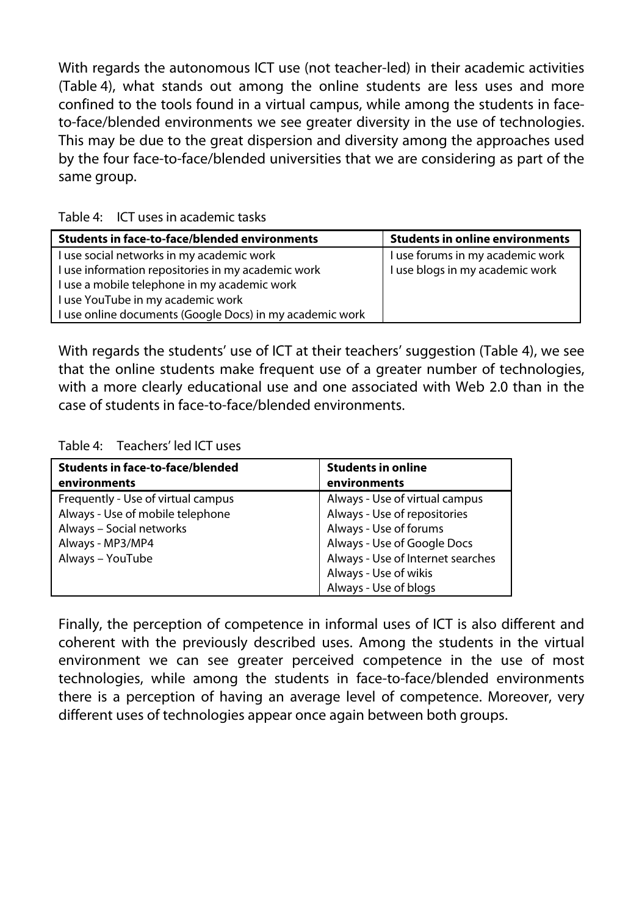With regards the autonomous ICT use (not teacher-led) in their academic activities (Table 4), what stands out among the online students are less uses and more confined to the tools found in a virtual campus, while among the students in face-to-face/blended environments we see greater diversity in the use of technologies. This may be due to the great dispersion and diversity among the approaches used by the four face-to-face/blended universities that we are considering as part of the same group.

Table 4: ICT uses in academic tasks

| Students in face-to-face/blended environments | Students in online environments |
|---|---|
| I use social networks in my academic work<br>I use information repositories in my academic work<br>I use a mobile telephone in my academic work<br>I use YouTube in my academic work<br>I use online documents (Google Docs) in my academic work | I use forums in my academic work<br>I use blogs in my academic work |

With regards the students' use of ICT at their teachers' suggestion (Table 4), we see that the online students make frequent use of a greater number of technologies, with a more clearly educational use and one associated with Web 2.0 than in the case of students in face-to-face/blended environments.

Table 4: Teachers' led ICT uses

| Students in face-to-face/blended environments | Students in online environments |
|---|---|
| Frequently - Use of virtual campus<br>Always - Use of mobile telephone<br>Always – Social networks<br>Always - MP3/MP4<br>Always – YouTube | Always - Use of virtual campus<br>Always - Use of repositories<br>Always - Use of forums<br>Always - Use of Google Docs<br>Always - Use of Internet searches<br>Always - Use of wikis<br>Always - Use of blogs |

Finally, the perception of competence in informal uses of ICT is also different and coherent with the previously described uses. Among the students in the virtual environment we can see greater perceived competence in the use of most technologies, while among the students in face-to-face/blended environments there is a perception of having an average level of competence. Moreover, very different uses of technologies appear once again between both groups.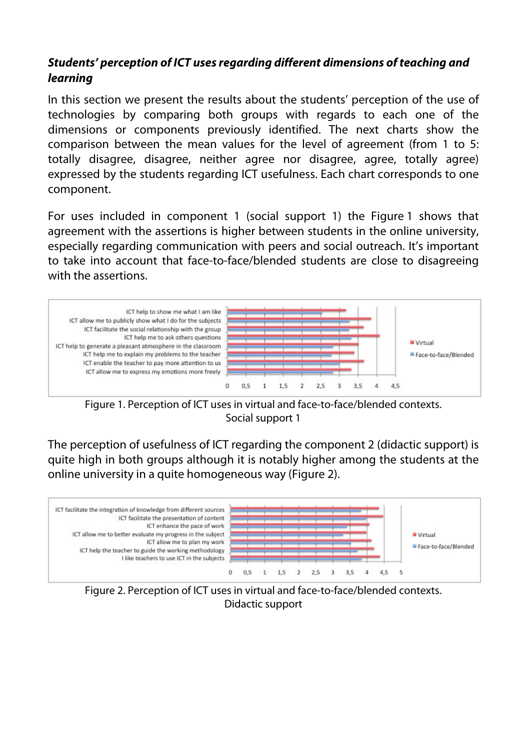### ***Students' perception of ICT uses regarding different dimensions of teaching and learning***

In this section we present the results about the students' perception of the use of technologies by comparing both groups with regards to each one of the dimensions or components previously identified. The next charts show the comparison between the mean values for the level of agreement (from 1 to 5: totally disagree, disagree, neither agree nor disagree, agree, totally agree) expressed by the students regarding ICT usefulness. Each chart corresponds to one component.

For uses included in component 1 (social support 1) the Figure 1 shows that agreement with the assertions is higher between students in the online university, especially regarding communication with peers and social outreach. It's important to take into account that face-to-face/blended students are close to disagreeing with the assertions.

Figure 1. Perception of ICT uses in virtual and face-to-face/blended contexts. Social support 1

The perception of usefulness of ICT regarding the component 2 (didactic support) is quite high in both groups although it is notably higher among the students at the online university in a quite homogeneous way (Figure 2).

Figure 2. Perception of ICT uses in virtual and face-to-face/blended contexts. Didactic support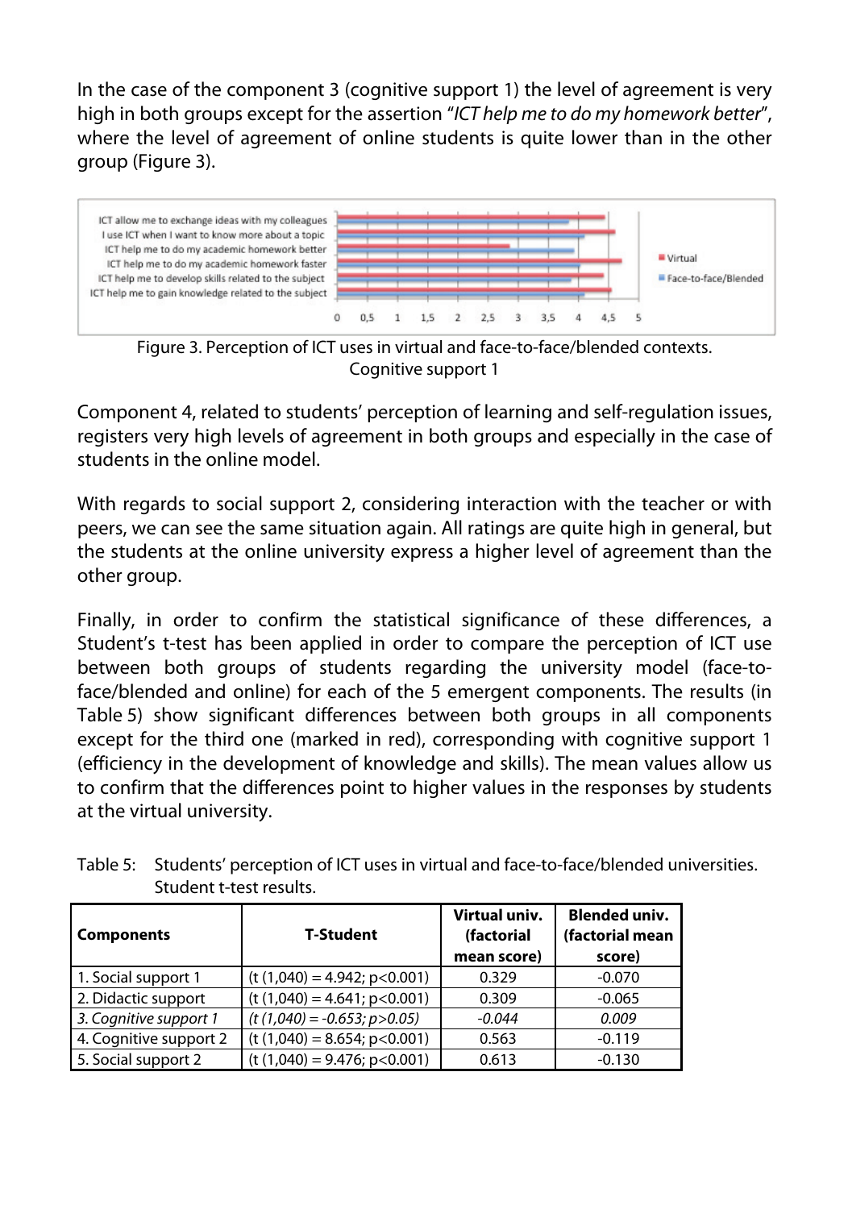In the case of the component 3 (cognitive support 1) the level of agreement is very high in both groups except for the assertion "*ICT help me to do my homework better*", where the level of agreement of online students is quite lower than in the other group (Figure 3).

Figure 3. Perception of ICT uses in virtual and face-to-face/blended contexts. Cognitive support 1

Component 4, related to students' perception of learning and self-regulation issues, registers very high levels of agreement in both groups and especially in the case of students in the online model.

With regards to social support 2, considering interaction with the teacher or with peers, we can see the same situation again. All ratings are quite high in general, but the students at the online university express a higher level of agreement than the other group.

Finally, in order to confirm the statistical significance of these differences, a Student's t-test has been applied in order to compare the perception of ICT use between both groups of students regarding the university model (face-to-face/blended and online) for each of the 5 emergent components. The results (in Table 5) show significant differences between both groups in all components except for the third one (marked in red), corresponding with cognitive support 1 (efficiency in the development of knowledge and skills). The mean values allow us to confirm that the differences point to higher values in the responses by students at the virtual university.

Table 5: Students' perception of ICT uses in virtual and face-to-face/blended universities. Student t-test results.

| Components | T-Student | Virtual univ. (factorial mean score) | Blended univ. (factorial mean score) |
|---|---|---|---|
| 1. Social support 1 | ($t(1{,}040) = 4.942$; $p<0.001$) | 0.329 | -0.070 |
| 2. Didactic support | ($t(1{,}040) = 4.641$; $p<0.001$) | 0.309 | -0.065 |
| *3. Cognitive support 1* | *($t(1{,}040) = -0.653$; $p>0.05$)* | *-0.044* | *0.009* |
| 4. Cognitive support 2 | ($t(1{,}040) = 8.654$; $p<0.001$) | 0.563 | -0.119 |
| 5. Social support 2 | ($t(1{,}040) = 9.476$; $p<0.001$) | 0.613 | -0.130 |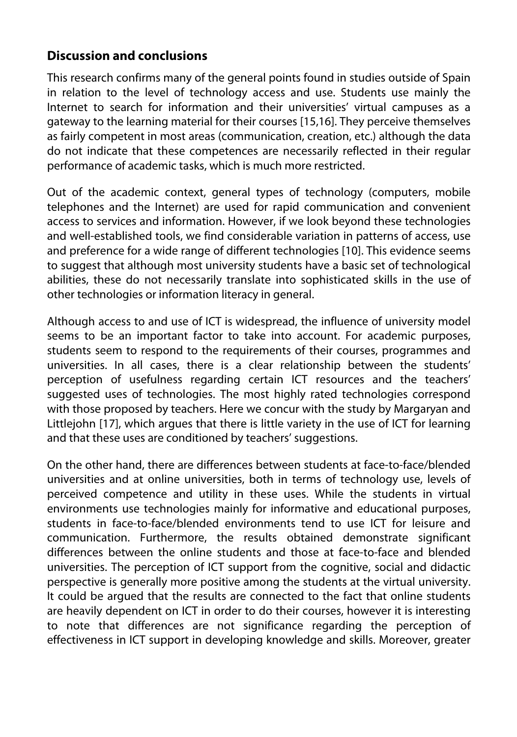## Discussion and conclusions

This research confirms many of the general points found in studies outside of Spain in relation to the level of technology access and use. Students use mainly the Internet to search for information and their universities' virtual campuses as a gateway to the learning material for their courses [15,16]. They perceive themselves as fairly competent in most areas (communication, creation, etc.) although the data do not indicate that these competences are necessarily reflected in their regular performance of academic tasks, which is much more restricted.

Out of the academic context, general types of technology (computers, mobile telephones and the Internet) are used for rapid communication and convenient access to services and information. However, if we look beyond these technologies and well-established tools, we find considerable variation in patterns of access, use and preference for a wide range of different technologies [10]. This evidence seems to suggest that although most university students have a basic set of technological abilities, these do not necessarily translate into sophisticated skills in the use of other technologies or information literacy in general.

Although access to and use of ICT is widespread, the influence of university model seems to be an important factor to take into account. For academic purposes, students seem to respond to the requirements of their courses, programmes and universities. In all cases, there is a clear relationship between the students' perception of usefulness regarding certain ICT resources and the teachers' suggested uses of technologies. The most highly rated technologies correspond with those proposed by teachers. Here we concur with the study by Margaryan and Littlejohn [17], which argues that there is little variety in the use of ICT for learning and that these uses are conditioned by teachers' suggestions.

On the other hand, there are differences between students at face-to-face/blended universities and at online universities, both in terms of technology use, levels of perceived competence and utility in these uses. While the students in virtual environments use technologies mainly for informative and educational purposes, students in face-to-face/blended environments tend to use ICT for leisure and communication. Furthermore, the results obtained demonstrate significant differences between the online students and those at face-to-face and blended universities. The perception of ICT support from the cognitive, social and didactic perspective is generally more positive among the students at the virtual university. It could be argued that the results are connected to the fact that online students are heavily dependent on ICT in order to do their courses, however it is interesting to note that differences are not significance regarding the perception of effectiveness in ICT support in developing knowledge and skills. Moreover, greater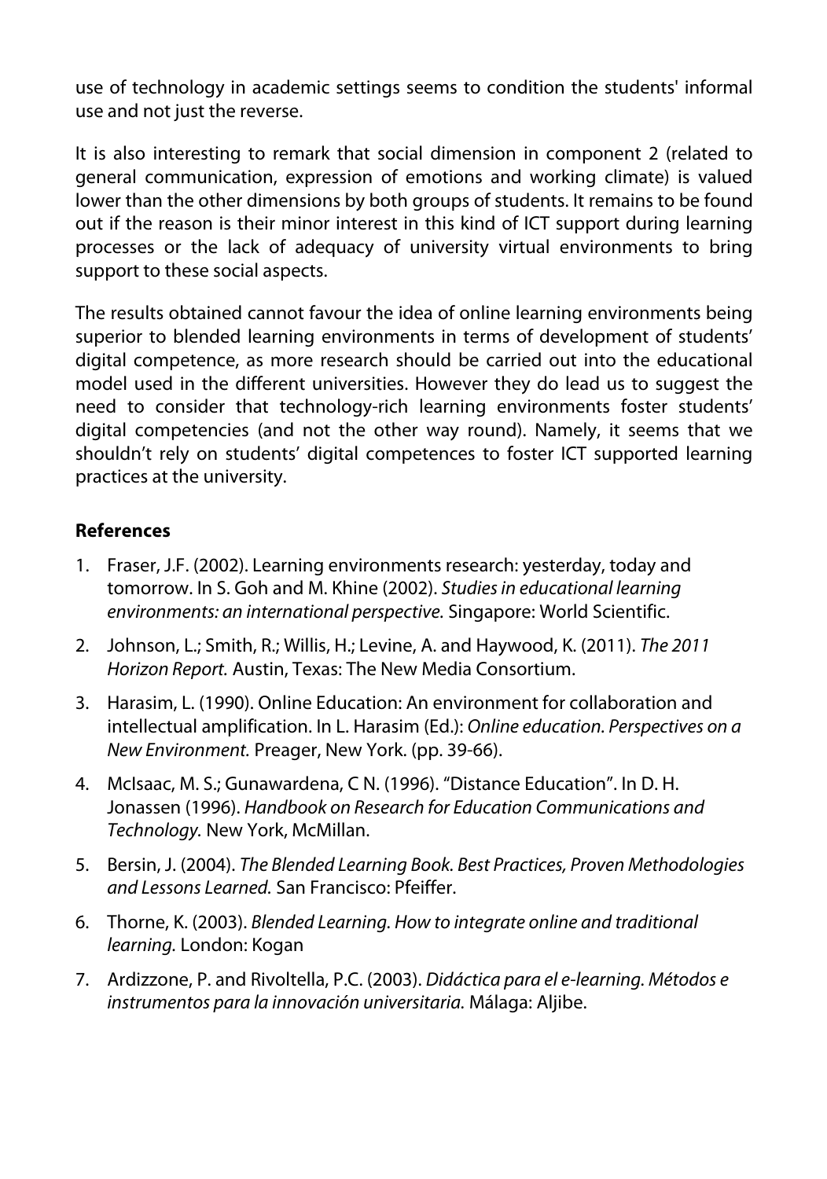use of technology in academic settings seems to condition the students' informal use and not just the reverse.

It is also interesting to remark that social dimension in component 2 (related to general communication, expression of emotions and working climate) is valued lower than the other dimensions by both groups of students. It remains to be found out if the reason is their minor interest in this kind of ICT support during learning processes or the lack of adequacy of university virtual environments to bring support to these social aspects.

The results obtained cannot favour the idea of online learning environments being superior to blended learning environments in terms of development of students' digital competence, as more research should be carried out into the educational model used in the different universities. However they do lead us to suggest the need to consider that technology-rich learning environments foster students' digital competencies (and not the other way round). Namely, it seems that we shouldn't rely on students' digital competences to foster ICT supported learning practices at the university.

## References

1. Fraser, J.F. (2002). Learning environments research: yesterday, today and tomorrow. In S. Goh and M. Khine (2002). *Studies in educational learning environments: an international perspective.* Singapore: World Scientific.
2. Johnson, L.; Smith, R.; Willis, H.; Levine, A. and Haywood, K. (2011). *The 2011 Horizon Report.* Austin, Texas: The New Media Consortium.
3. Harasim, L. (1990). Online Education: An environment for collaboration and intellectual amplification. In L. Harasim (Ed.): *Online education. Perspectives on a New Environment.* Preager, New York. (pp. 39-66).
4. McIsaac, M. S.; Gunawardena, C N. (1996). "Distance Education". In D. H. Jonassen (1996). *Handbook on Research for Education Communications and Technology.* New York, McMillan.
5. Bersin, J. (2004). *The Blended Learning Book. Best Practices, Proven Methodologies and Lessons Learned.* San Francisco: Pfeiffer.
6. Thorne, K. (2003). *Blended Learning. How to integrate online and traditional learning.* London: Kogan
7. Ardizzone, P. and Rivoltella, P.C. (2003). *Didáctica para el e-learning. Métodos e instrumentos para la innovación universitaria.* Málaga: Aljibe.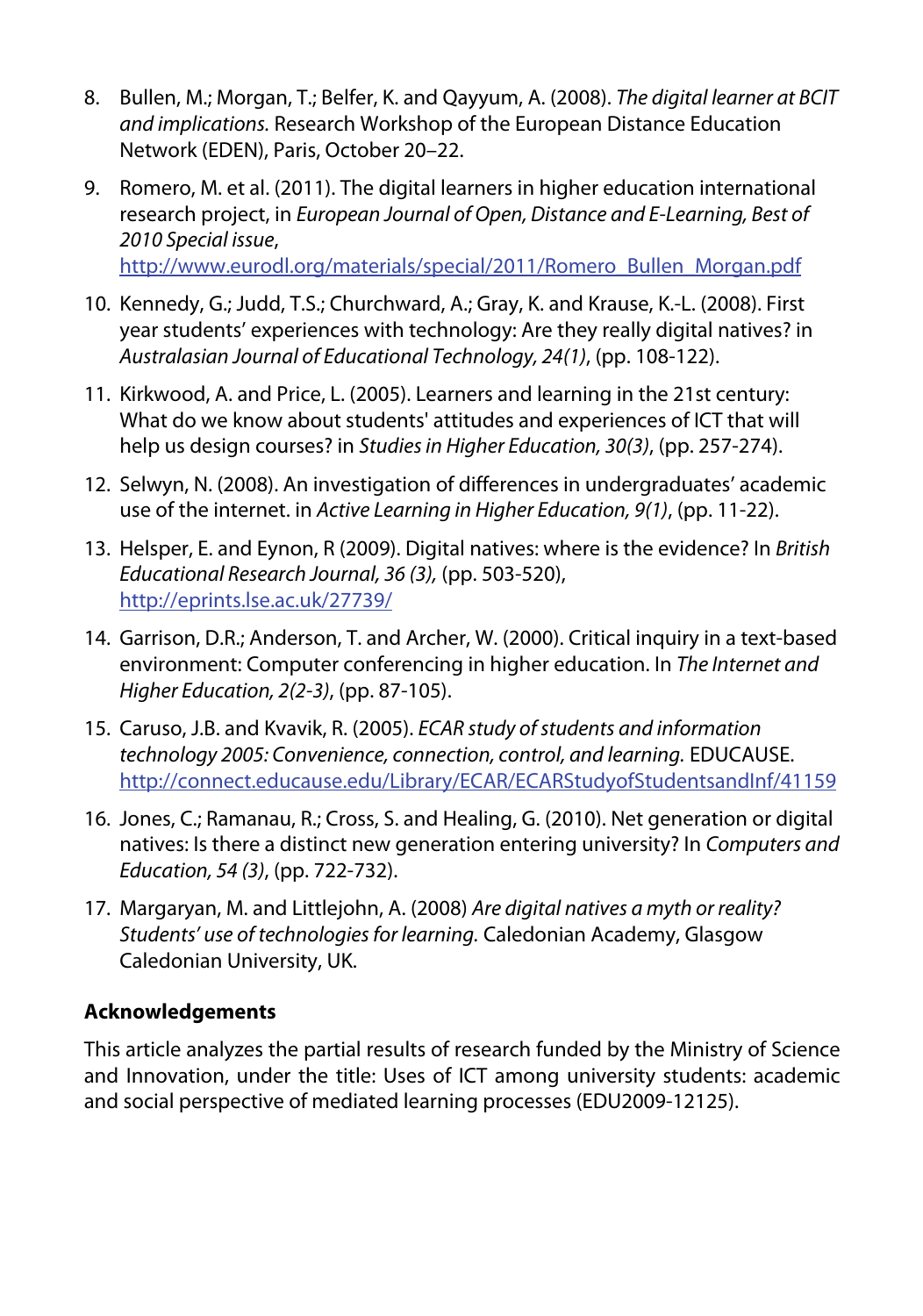8. Bullen, M.; Morgan, T.; Belfer, K. and Qayyum, A. (2008). *The digital learner at BCIT and implications.* Research Workshop of the European Distance Education Network (EDEN), Paris, October 20–22.
9. Romero, M. et al. (2011). The digital learners in higher education international research project, in *European Journal of Open, Distance and E-Learning, Best of 2010 Special issue*, http://www.eurodl.org/materials/special/2011/Romero_Bullen_Morgan.pdf
10. Kennedy, G.; Judd, T.S.; Churchward, A.; Gray, K. and Krause, K.-L. (2008). First year students' experiences with technology: Are they really digital natives? in *Australasian Journal of Educational Technology, 24(1)*, (pp. 108-122).
11. Kirkwood, A. and Price, L. (2005). Learners and learning in the 21st century: What do we know about students' attitudes and experiences of ICT that will help us design courses? in *Studies in Higher Education, 30(3)*, (pp. 257-274).
12. Selwyn, N. (2008). An investigation of differences in undergraduates' academic use of the internet. in *Active Learning in Higher Education, 9(1)*, (pp. 11-22).
13. Helsper, E. and Eynon, R (2009). Digital natives: where is the evidence? In *British Educational Research Journal, 36 (3),* (pp. 503-520), http://eprints.lse.ac.uk/27739/
14. Garrison, D.R.; Anderson, T. and Archer, W. (2000). Critical inquiry in a text-based environment: Computer conferencing in higher education. In *The Internet and Higher Education, 2(2-3)*, (pp. 87-105).
15. Caruso, J.B. and Kvavik, R. (2005). *ECAR study of students and information technology 2005: Convenience, connection, control, and learning.* EDUCAUSE. http://connect.educause.edu/Library/ECAR/ECARStudyofStudentsandInf/41159
16. Jones, C.; Ramanau, R.; Cross, S. and Healing, G. (2010). Net generation or digital natives: Is there a distinct new generation entering university? In *Computers and Education, 54 (3)*, (pp. 722-732).
17. Margaryan, M. and Littlejohn, A. (2008) *Are digital natives a myth or reality? Students' use of technologies for learning.* Caledonian Academy, Glasgow Caledonian University, UK.

### Acknowledgements

This article analyzes the partial results of research funded by the Ministry of Science and Innovation, under the title: Uses of ICT among university students: academic and social perspective of mediated learning processes (EDU2009-12125).